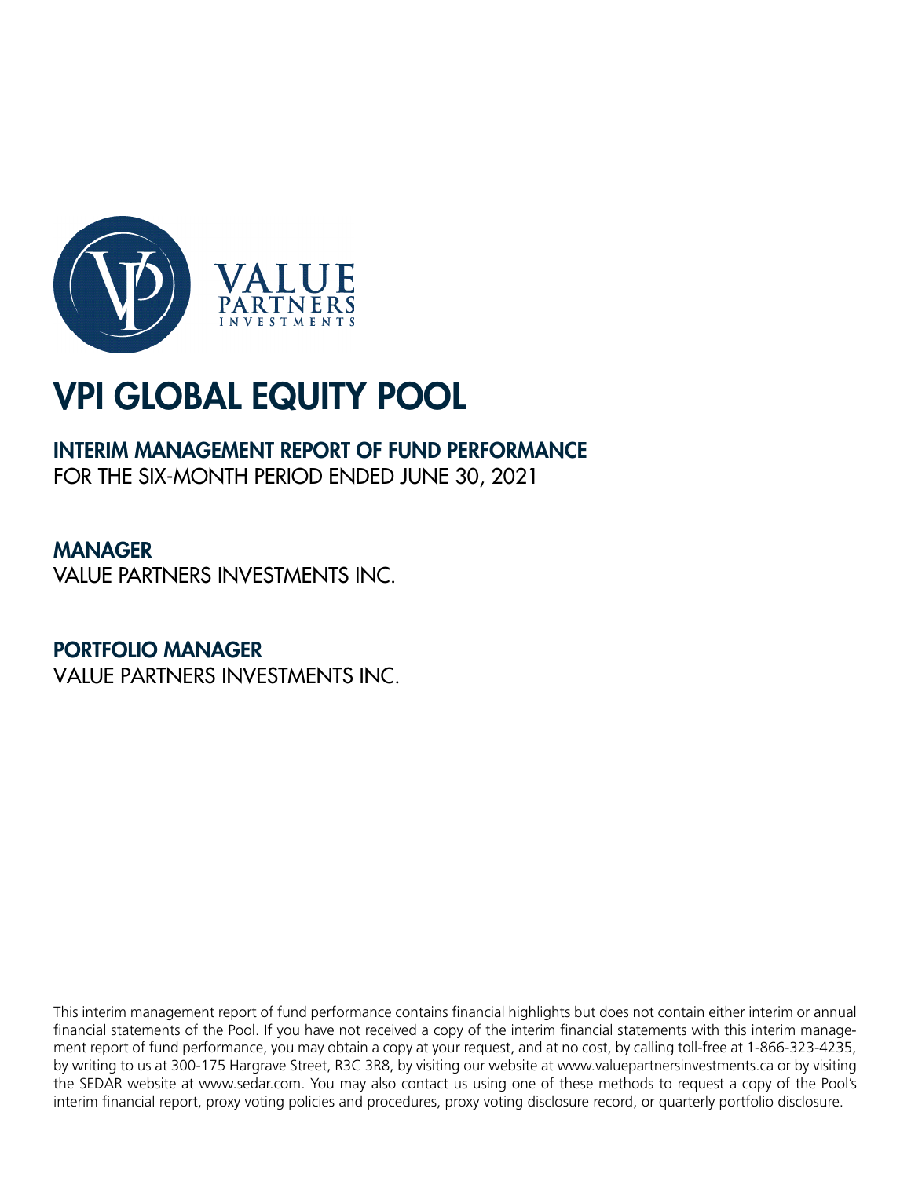# VPI GLOBAL EQUITY POOL

## INTERIM MANAGEMENT REPORT OF FUND PERFORMANCE

FOR THE SIX-MONTH PERIOD ENDED JUNE 30, 2021

## MANAGER

VALUE PARTNERS INVESTMENTS INC.

## PORTFOLIO MANAGER

VALUE PARTNERS INVESTMENTS INC.

This interim management report of fund performance contains financial highlights but does not contain either interim or annual financial statements of the Pool. If you have not received a copy of the interim financial statements with this interim management report of fund performance, you may obtain a copy at your request, and at no cost, by calling toll-free at 1-866-323-4235, by writing to us at 300-175 Hargrave Street, R3C 3R8, by visiting our website at www.valuepartnersinvestments.ca or by visiting the SEDAR website at www.sedar.com. You may also contact us using one of these methods to request a copy of the Pool's interim financial report, proxy voting policies and procedures, proxy voting disclosure record, or quarterly portfolio disclosure.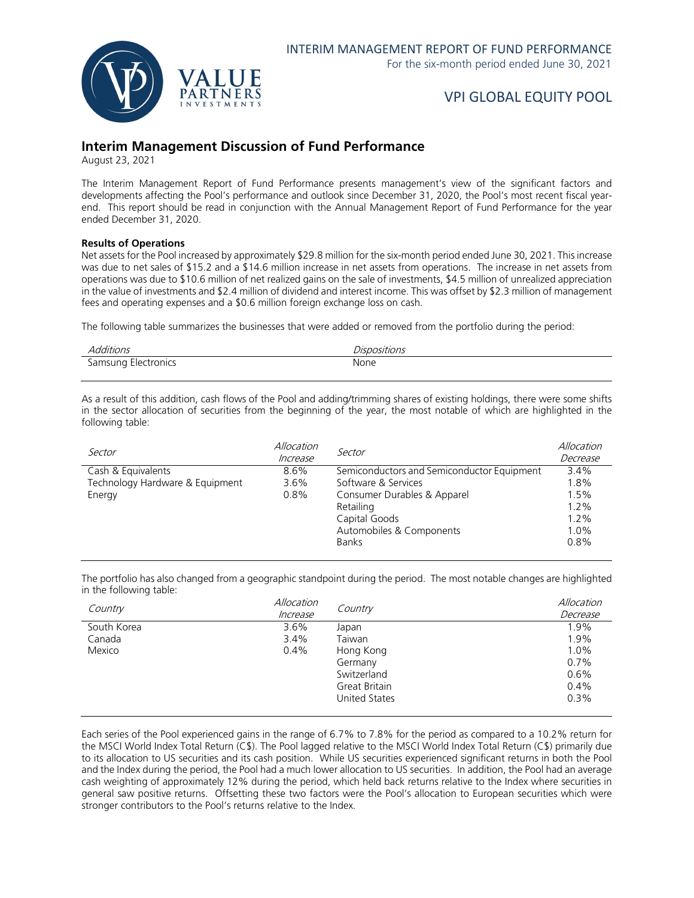## Interim Management Discussion of Fund Performance

August 23, 2021

The Interim Management Report of Fund Performance presents management's view of the significant factors and developments affecting the Pool's performance and outlook since December 31, 2020, the Pool's most recent fiscal year-end. This report should be read in conjunction with the Annual Management Report of Fund Performance for the year ended December 31, 2020.

**Results of Operations**

Net assets for the Pool increased by approximately $29.8 million for the six-month period ended June 30, 2021. This increase was due to net sales of $15.2 and a $14.6 million increase in net assets from operations. The increase in net assets from operations was due to $10.6 million of net realized gains on the sale of investments, $4.5 million of unrealized appreciation in the value of investments and $2.4 million of dividend and interest income. This was offset by $2.3 million of management fees and operating expenses and a $0.6 million foreign exchange loss on cash.

The following table summarizes the businesses that were added or removed from the portfolio during the period:

| *Additions* | *Dispositions* |
|---|---|
| Samsung Electronics | None |

As a result of this addition, cash flows of the Pool and adding/trimming shares of existing holdings, there were some shifts in the sector allocation of securities from the beginning of the year, the most notable of which are highlighted in the following table:

| *Sector* | *Allocation Increase* | *Sector* | *Allocation Decrease* |
|---|---|---|---|
| Cash & Equivalents | 8.6% | Semiconductors and Semiconductor Equipment | 3.4% |
| Technology Hardware & Equipment | 3.6% | Software & Services | 1.8% |
| Energy | 0.8% | Consumer Durables & Apparel | 1.5% |
| | | Retailing | 1.2% |
| | | Capital Goods | 1.2% |
| | | Automobiles & Components | 1.0% |
| | | Banks | 0.8% |

The portfolio has also changed from a geographic standpoint during the period. The most notable changes are highlighted in the following table:

| *Country* | *Allocation Increase* | *Country* | *Allocation Decrease* |
|---|---|---|---|
| South Korea | 3.6% | Japan | 1.9% |
| Canada | 3.4% | Taiwan | 1.9% |
| Mexico | 0.4% | Hong Kong | 1.0% |
| | | Germany | 0.7% |
| | | Switzerland | 0.6% |
| | | Great Britain | 0.4% |
| | | United States | 0.3% |

Each series of the Pool experienced gains in the range of 6.7% to 7.8% for the period as compared to a 10.2% return for the MSCI World Index Total Return (C$). The Pool lagged relative to the MSCI World Index Total Return (C$) primarily due to its allocation to US securities and its cash position. While US securities experienced significant returns in both the Pool and the Index during the period, the Pool had a much lower allocation to US securities. In addition, the Pool had an average cash weighting of approximately 12% during the period, which held back returns relative to the Index where securities in general saw positive returns. Offsetting these two factors were the Pool's allocation to European securities which were stronger contributors to the Pool's returns relative to the Index.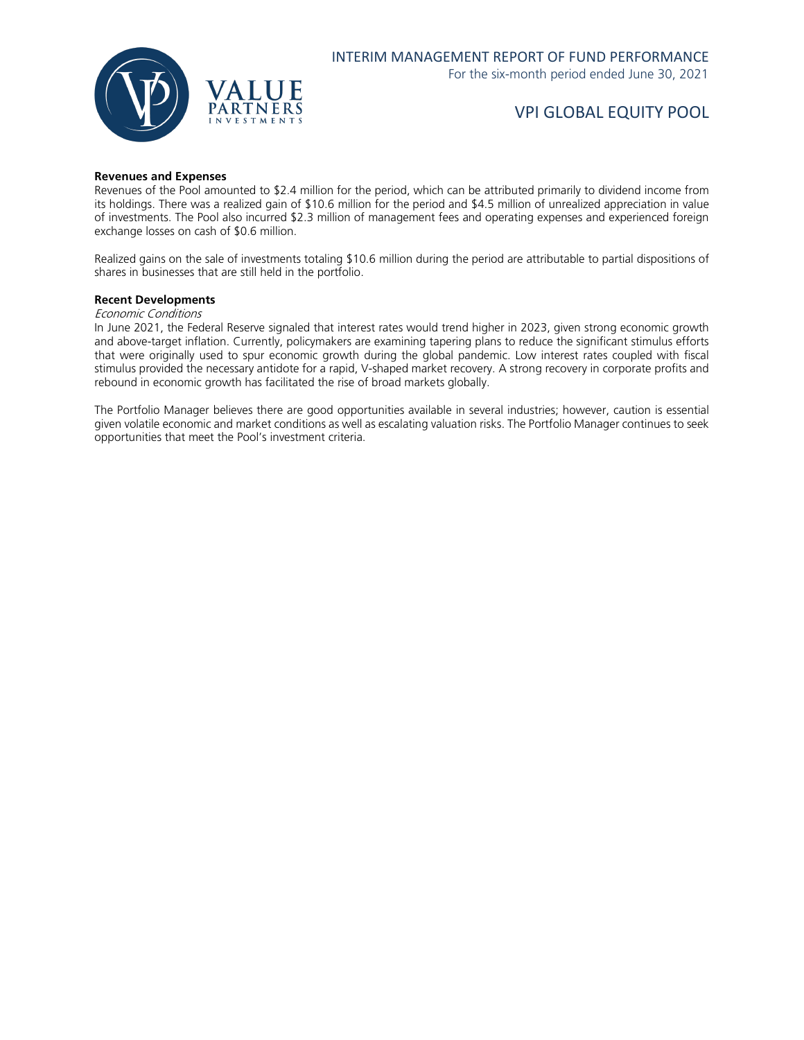**Revenues and Expenses**

Revenues of the Pool amounted to $2.4 million for the period, which can be attributed primarily to dividend income from its holdings. There was a realized gain of $10.6 million for the period and $4.5 million of unrealized appreciation in value of investments. The Pool also incurred $2.3 million of management fees and operating expenses and experienced foreign exchange losses on cash of $0.6 million.

Realized gains on the sale of investments totaling $10.6 million during the period are attributable to partial dispositions of shares in businesses that are still held in the portfolio.

**Recent Developments**

*Economic Conditions*

In June 2021, the Federal Reserve signaled that interest rates would trend higher in 2023, given strong economic growth and above-target inflation. Currently, policymakers are examining tapering plans to reduce the significant stimulus efforts that were originally used to spur economic growth during the global pandemic. Low interest rates coupled with fiscal stimulus provided the necessary antidote for a rapid, V-shaped market recovery. A strong recovery in corporate profits and rebound in economic growth has facilitated the rise of broad markets globally.

The Portfolio Manager believes there are good opportunities available in several industries; however, caution is essential given volatile economic and market conditions as well as escalating valuation risks. The Portfolio Manager continues to seek opportunities that meet the Pool's investment criteria.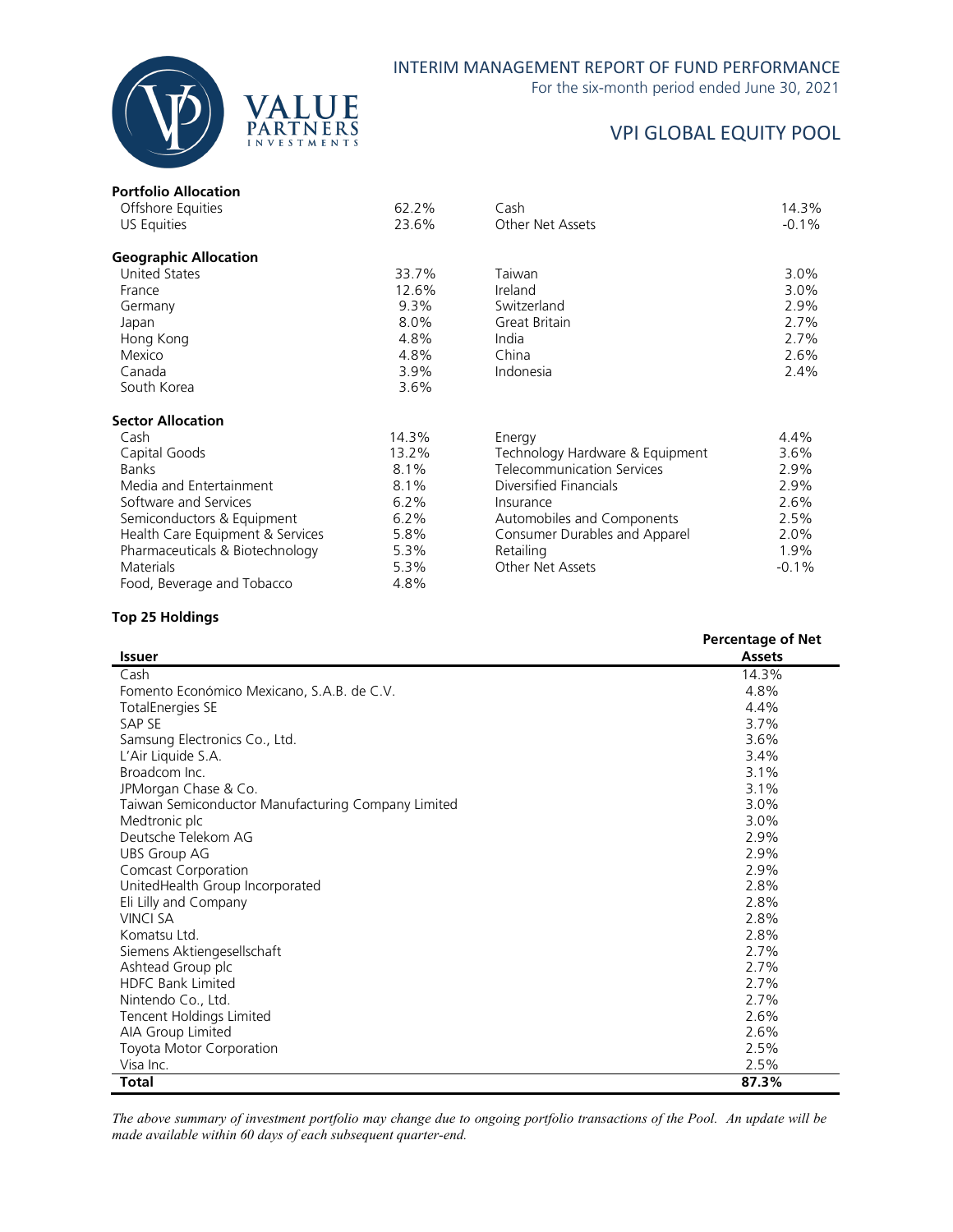### Portfolio Allocation

| | | | |
|---|---|---|---|
| Offshore Equities | 62.2% | Cash | 14.3% |
| US Equities | 23.6% | Other Net Assets | -0.1% |

### Geographic Allocation

| | | | |
|---|---|---|---|
| United States | 33.7% | Taiwan | 3.0% |
| France | 12.6% | Ireland | 3.0% |
| Germany | 9.3% | Switzerland | 2.9% |
| Japan | 8.0% | Great Britain | 2.7% |
| Hong Kong | 4.8% | India | 2.7% |
| Mexico | 4.8% | China | 2.6% |
| Canada | 3.9% | Indonesia | 2.4% |
| South Korea | 3.6% | | |

### Sector Allocation

| | | | |
|---|---|---|---|
| Cash | 14.3% | Energy | 4.4% |
| Capital Goods | 13.2% | Technology Hardware & Equipment | 3.6% |
| Banks | 8.1% | Telecommunication Services | 2.9% |
| Media and Entertainment | 8.1% | Diversified Financials | 2.9% |
| Software and Services | 6.2% | Insurance | 2.6% |
| Semiconductors & Equipment | 6.2% | Automobiles and Components | 2.5% |
| Health Care Equipment & Services | 5.8% | Consumer Durables and Apparel | 2.0% |
| Pharmaceuticals & Biotechnology | 5.3% | Retailing | 1.9% |
| Materials | 5.3% | Other Net Assets | -0.1% |
| Food, Beverage and Tobacco | 4.8% | | |

### Top 25 Holdings

| Issuer | Percentage of Net Assets |
|---|---|
| Cash | 14.3% |
| Fomento Económico Mexicano, S.A.B. de C.V. | 4.8% |
| TotalEnergies SE | 4.4% |
| SAP SE | 3.7% |
| Samsung Electronics Co., Ltd. | 3.6% |
| L'Air Liquide S.A. | 3.4% |
| Broadcom Inc. | 3.1% |
| JPMorgan Chase & Co. | 3.1% |
| Taiwan Semiconductor Manufacturing Company Limited | 3.0% |
| Medtronic plc | 3.0% |
| Deutsche Telekom AG | 2.9% |
| UBS Group AG | 2.9% |
| Comcast Corporation | 2.9% |
| UnitedHealth Group Incorporated | 2.8% |
| Eli Lilly and Company | 2.8% |
| VINCI SA | 2.8% |
| Komatsu Ltd. | 2.8% |
| Siemens Aktiengesellschaft | 2.7% |
| Ashtead Group plc | 2.7% |
| HDFC Bank Limited | 2.7% |
| Nintendo Co., Ltd. | 2.7% |
| Tencent Holdings Limited | 2.6% |
| AIA Group Limited | 2.6% |
| Toyota Motor Corporation | 2.5% |
| Visa Inc. | 2.5% |
| **Total** | **87.3%** |

*The above summary of investment portfolio may change due to ongoing portfolio transactions of the Pool. An update will be made available within 60 days of each subsequent quarter-end.*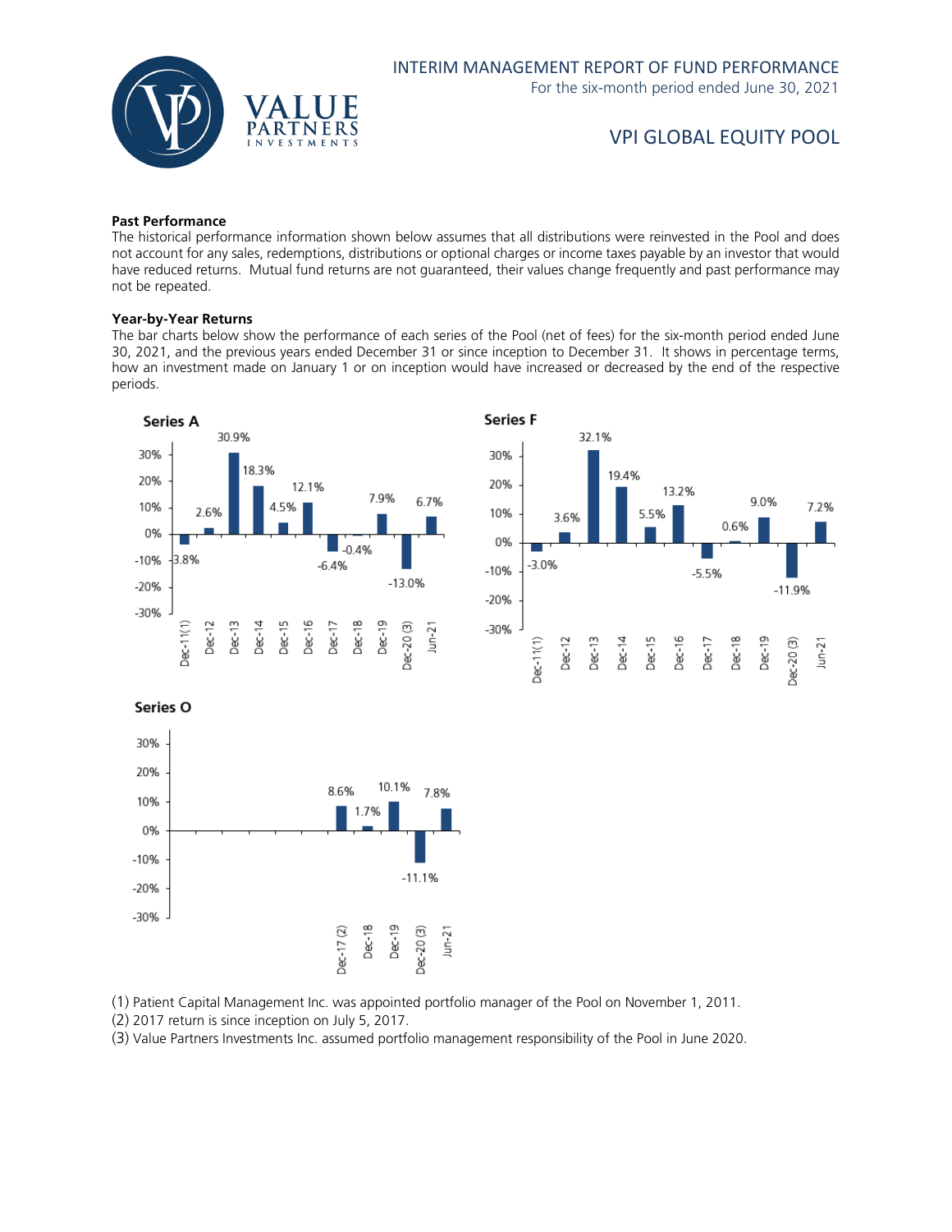### Past Performance

The historical performance information shown below assumes that all distributions were reinvested in the Pool and does not account for any sales, redemptions, distributions or optional charges or income taxes payable by an investor that would have reduced returns. Mutual fund returns are not guaranteed, their values change frequently and past performance may not be repeated.

### Year-by-Year Returns

The bar charts below show the performance of each series of the Pool (net of fees) for the six-month period ended June 30, 2021, and the previous years ended December 31 or since inception to December 31. It shows in percentage terms, how an investment made on January 1 or on inception would have increased or decreased by the end of the respective periods.

**Series A**

| Period | Return |
|---|---|
| Dec-11(1) | -3.8% |
| Dec-12 | 2.6% |
| Dec-13 | 30.9% |
| Dec-14 | 18.3% |
| Dec-15 | 4.5% |
| Dec-16 | 12.1% |
| Dec-17 | -6.4% |
| Dec-18 | -0.4% |
| Dec-19 | 7.9% |
| Dec-20 (3) | -13.0% |
| Jun-21 | 6.7% |

**Series F**

| Period | Return |
|---|---|
| Dec-11(1) | -3.0% |
| Dec-12 | 3.6% |
| Dec-13 | 32.1% |
| Dec-14 | 19.4% |
| Dec-15 | 5.5% |
| Dec-16 | 13.2% |
| Dec-17 | -5.5% |
| Dec-18 | 0.6% |
| Dec-19 | 9.0% |
| Dec-20 (3) | -11.9% |
| Jun-21 | 7.2% |

**Series O**

| Period | Return |
|---|---|
| Dec-17 (2) | 8.6% |
| Dec-18 | 1.7% |
| Dec-19 | 10.1% |
| Dec-20 (3) | -11.1% |
| Jun-21 | 7.8% |

(1) Patient Capital Management Inc. was appointed portfolio manager of the Pool on November 1, 2011.

(2) 2017 return is since inception on July 5, 2017.

(3) Value Partners Investments Inc. assumed portfolio management responsibility of the Pool in June 2020.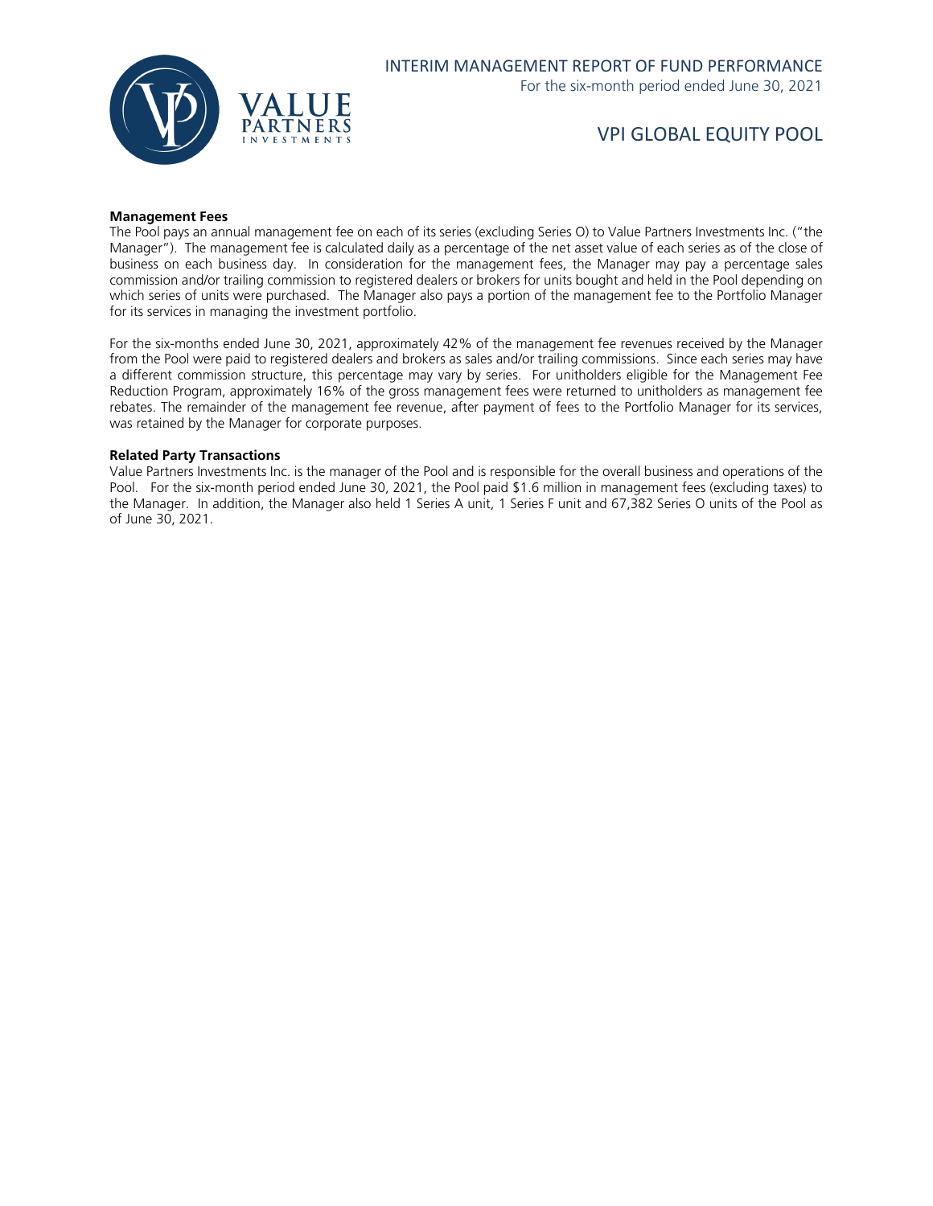**Management Fees**

The Pool pays an annual management fee on each of its series (excluding Series O) to Value Partners Investments Inc. ("the Manager"). The management fee is calculated daily as a percentage of the net asset value of each series as of the close of business on each business day. In consideration for the management fees, the Manager may pay a percentage sales commission and/or trailing commission to registered dealers or brokers for units bought and held in the Pool depending on which series of units were purchased. The Manager also pays a portion of the management fee to the Portfolio Manager for its services in managing the investment portfolio.

For the six-months ended June 30, 2021, approximately 42% of the management fee revenues received by the Manager from the Pool were paid to registered dealers and brokers as sales and/or trailing commissions. Since each series may have a different commission structure, this percentage may vary by series. For unitholders eligible for the Management Fee Reduction Program, approximately 16% of the gross management fees were returned to unitholders as management fee rebates. The remainder of the management fee revenue, after payment of fees to the Portfolio Manager for its services, was retained by the Manager for corporate purposes.

**Related Party Transactions**

Value Partners Investments Inc. is the manager of the Pool and is responsible for the overall business and operations of the Pool. For the six-month period ended June 30, 2021, the Pool paid $1.6 million in management fees (excluding taxes) to the Manager. In addition, the Manager also held 1 Series A unit, 1 Series F unit and 67,382 Series O units of the Pool as of June 30, 2021.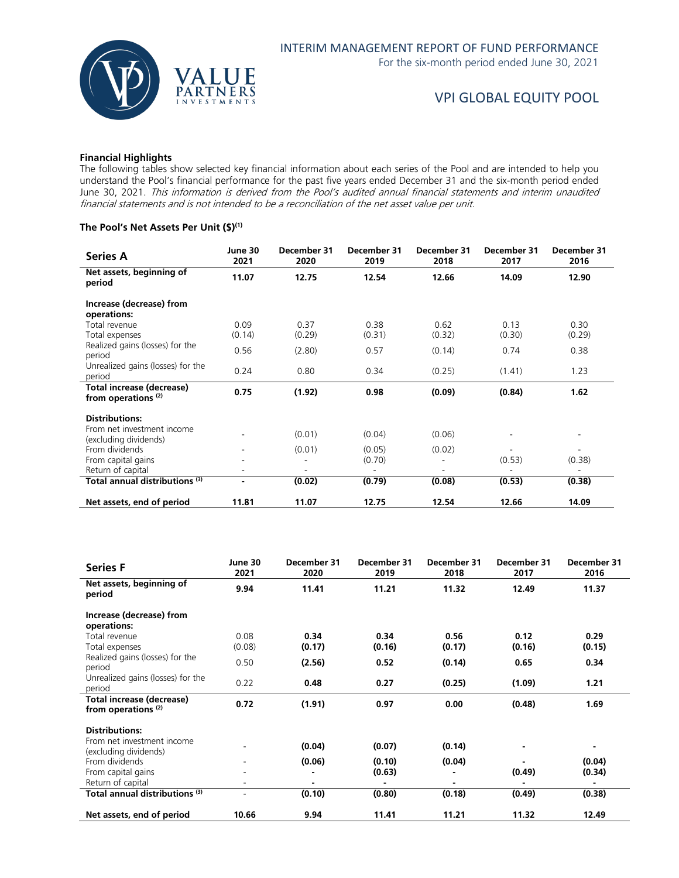## Financial Highlights

The following tables show selected key financial information about each series of the Pool and are intended to help you understand the Pool's financial performance for the past five years ended December 31 and the six-month period ended June 30, 2021. *This information is derived from the Pool's audited annual financial statements and interim unaudited financial statements and is not intended to be a reconciliation of the net asset value per unit.*

### The Pool's Net Assets Per Unit ($)(1)

| Series A | June 30 2021 | December 31 2020 | December 31 2019 | December 31 2018 | December 31 2017 | December 31 2016 |
|---|---|---|---|---|---|---|
| **Net assets, beginning of period** | **11.07** | **12.75** | **12.54** | **12.66** | **14.09** | **12.90** |
| **Increase (decrease) from operations:** | | | | | | |
| Total revenue | 0.09 | 0.37 | 0.38 | 0.62 | 0.13 | 0.30 |
| Total expenses | (0.14) | (0.29) | (0.31) | (0.32) | (0.30) | (0.29) |
| Realized gains (losses) for the period | 0.56 | (2.80) | 0.57 | (0.14) | 0.74 | 0.38 |
| Unrealized gains (losses) for the period | 0.24 | 0.80 | 0.34 | (0.25) | (1.41) | 1.23 |
| **Total increase (decrease) from operations (2)** | **0.75** | **(1.92)** | **0.98** | **(0.09)** | **(0.84)** | **1.62** |
| **Distributions:** | | | | | | |
| From net investment income (excluding dividends) | - | (0.01) | (0.04) | (0.06) | - | - |
| From dividends | - | (0.01) | (0.05) | (0.02) | - | - |
| From capital gains | - | - | (0.70) | - | (0.53) | (0.38) |
| Return of capital | - | - | - | - | - | - |
| **Total annual distributions (3)** | **-** | **(0.02)** | **(0.79)** | **(0.08)** | **(0.53)** | **(0.38)** |
| **Net assets, end of period** | **11.81** | **11.07** | **12.75** | **12.54** | **12.66** | **14.09** |

| Series F | June 30 2021 | December 31 2020 | December 31 2019 | December 31 2018 | December 31 2017 | December 31 2016 |
|---|---|---|---|---|---|---|
| **Net assets, beginning of period** | **9.94** | **11.41** | **11.21** | **11.32** | **12.49** | **11.37** |
| **Increase (decrease) from operations:** | | | | | | |
| Total revenue | 0.08 | **0.34** | **0.34** | **0.56** | **0.12** | **0.29** |
| Total expenses | (0.08) | **(0.17)** | **(0.16)** | **(0.17)** | **(0.16)** | **(0.15)** |
| Realized gains (losses) for the period | 0.50 | **(2.56)** | **0.52** | **(0.14)** | **0.65** | **0.34** |
| Unrealized gains (losses) for the period | 0.22 | **0.48** | **0.27** | **(0.25)** | **(1.09)** | **1.21** |
| **Total increase (decrease) from operations (2)** | **0.72** | **(1.91)** | **0.97** | **0.00** | **(0.48)** | **1.69** |
| **Distributions:** | | | | | | |
| From net investment income (excluding dividends) | - | **(0.04)** | **(0.07)** | **(0.14)** | **-** | **-** |
| From dividends | - | **(0.06)** | **(0.10)** | **(0.04)** | **-** | **(0.04)** |
| From capital gains | - | **-** | **(0.63)** | **-** | **(0.49)** | **(0.34)** |
| Return of capital | - | **-** | **-** | **-** | **-** | **-** |
| **Total annual distributions (3)** | - | **(0.10)** | **(0.80)** | **(0.18)** | **(0.49)** | **(0.38)** |
| **Net assets, end of period** | **10.66** | **9.94** | **11.41** | **11.21** | **11.32** | **12.49** |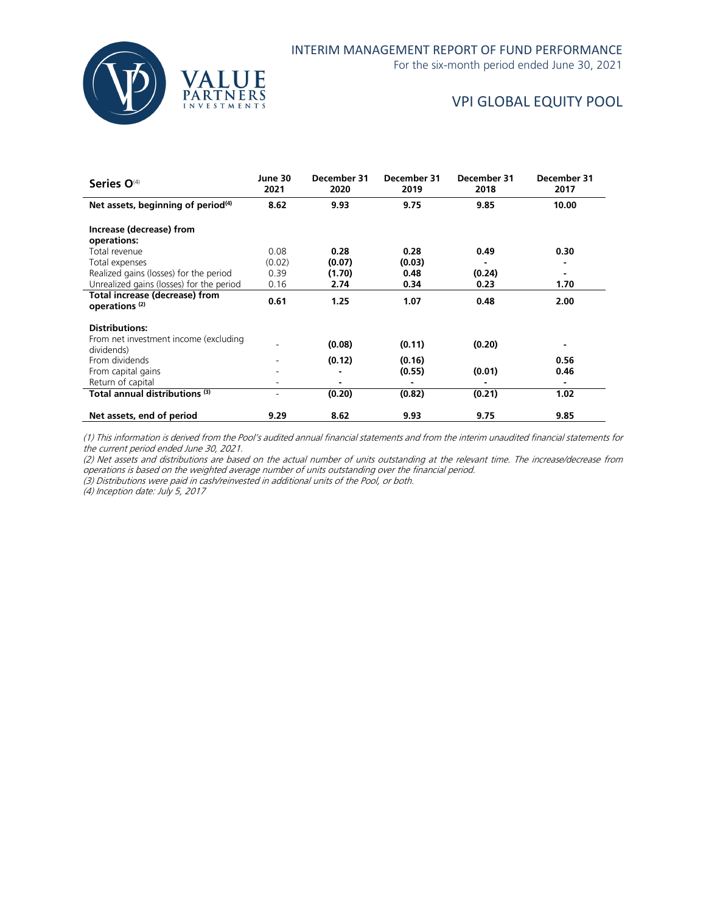# INTERIM MANAGEMENT REPORT OF FUND PERFORMANCE

For the six-month period ended June 30, 2021

## VPI GLOBAL EQUITY POOL

| Series O[4] | June 30 2021 | December 31 2020 | December 31 2019 | December 31 2018 | December 31 2017 |
|---|---|---|---|---|---|
| **Net assets, beginning of period[4]** | **8.62** | **9.93** | **9.75** | **9.85** | **10.00** |
| **Increase (decrease) from operations:** | | | | | |
| Total revenue | 0.08 | **0.28** | **0.28** | **0.49** | **0.30** |
| Total expenses | (0.02) | **(0.07)** | **(0.03)** | **-** | **-** |
| Realized gains (losses) for the period | 0.39 | **(1.70)** | **0.48** | **(0.24)** | **-** |
| Unrealized gains (losses) for the period | 0.16 | **2.74** | **0.34** | **0.23** | **1.70** |
| **Total increase (decrease) from operations [2]** | **0.61** | **1.25** | **1.07** | **0.48** | **2.00** |
| **Distributions:** | | | | | |
| From net investment income (excluding dividends) | - | **(0.08)** | **(0.11)** | **(0.20)** | **-** |
| From dividends | - | **(0.12)** | **(0.16)** | | **0.56** |
| From capital gains | - | **-** | **(0.55)** | **(0.01)** | **0.46** |
| Return of capital | - | **-** | **-** | **-** | **-** |
| **Total annual distributions [3]** | - | **(0.20)** | **(0.82)** | **(0.21)** | **1.02** |
| **Net assets, end of period** | **9.29** | **8.62** | **9.93** | **9.75** | **9.85** |

*(1) This information is derived from the Pool's audited annual financial statements and from the interim unaudited financial statements for the current period ended June 30, 2021.*

*(2) Net assets and distributions are based on the actual number of units outstanding at the relevant time. The increase/decrease from operations is based on the weighted average number of units outstanding over the financial period.*

*(3) Distributions were paid in cash/reinvested in additional units of the Pool, or both.*

*(4) Inception date: July 5, 2017*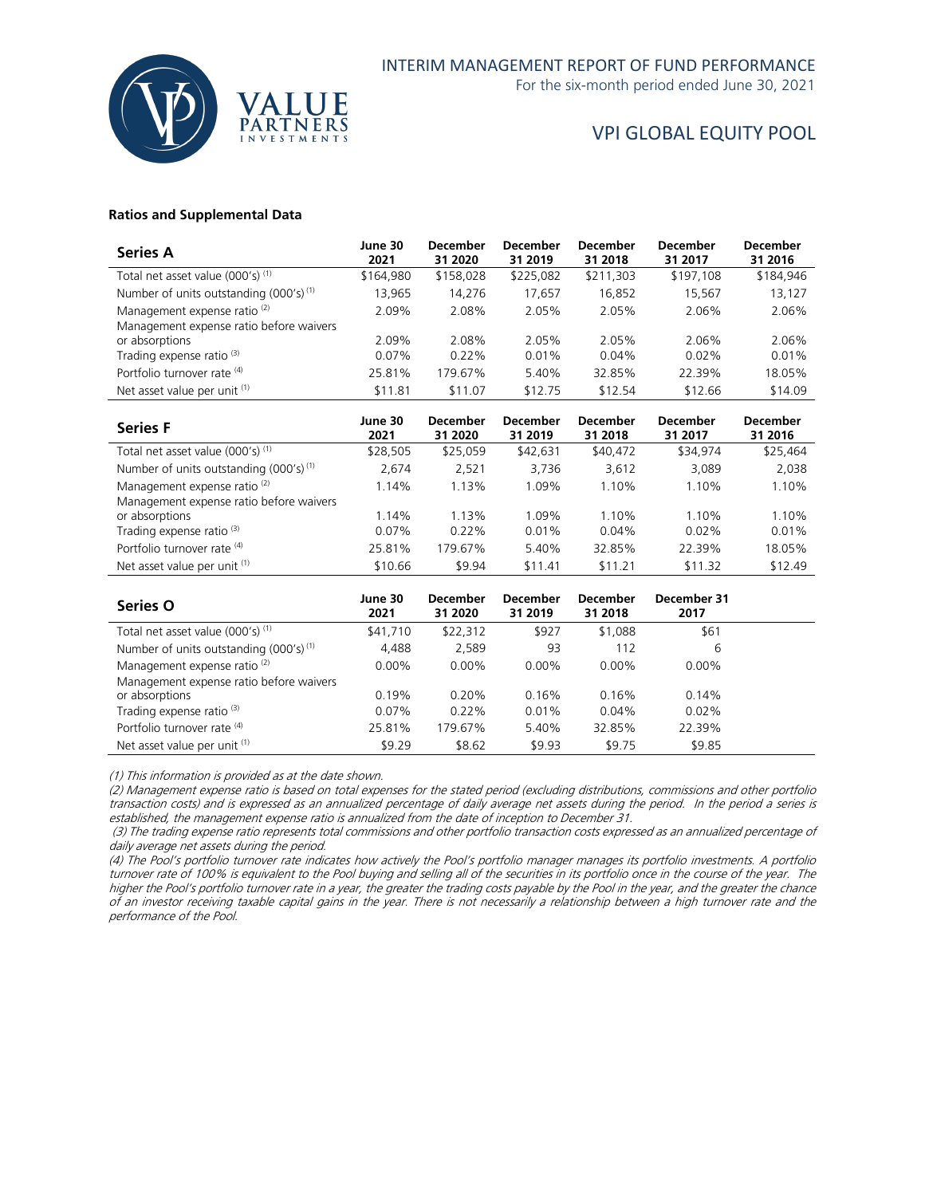### Ratios and Supplemental Data

| Series A | June 30 2021 | December 31 2020 | December 31 2019 | December 31 2018 | December 31 2017 | December 31 2016 |
|---|---|---|---|---|---|---|
| Total net asset value (000's) (1) | \$164,980 | \$158,028 | \$225,082 | \$211,303 | \$197,108 | \$184,946 |
| Number of units outstanding (000's) (1) | 13,965 | 14,276 | 17,657 | 16,852 | 15,567 | 13,127 |
| Management expense ratio (2) | 2.09% | 2.08% | 2.05% | 2.05% | 2.06% | 2.06% |
| Management expense ratio before waivers or absorptions | 2.09% | 2.08% | 2.05% | 2.05% | 2.06% | 2.06% |
| Trading expense ratio (3) | 0.07% | 0.22% | 0.01% | 0.04% | 0.02% | 0.01% |
| Portfolio turnover rate (4) | 25.81% | 179.67% | 5.40% | 32.85% | 22.39% | 18.05% |
| Net asset value per unit (1) | \$11.81 | \$11.07 | \$12.75 | \$12.54 | \$12.66 | \$14.09 |

| Series F | June 30 2021 | December 31 2020 | December 31 2019 | December 31 2018 | December 31 2017 | December 31 2016 |
|---|---|---|---|---|---|---|
| Total net asset value (000's) (1) | \$28,505 | \$25,059 | \$42,631 | \$40,472 | \$34,974 | \$25,464 |
| Number of units outstanding (000's) (1) | 2,674 | 2,521 | 3,736 | 3,612 | 3,089 | 2,038 |
| Management expense ratio (2) | 1.14% | 1.13% | 1.09% | 1.10% | 1.10% | 1.10% |
| Management expense ratio before waivers or absorptions | 1.14% | 1.13% | 1.09% | 1.10% | 1.10% | 1.10% |
| Trading expense ratio (3) | 0.07% | 0.22% | 0.01% | 0.04% | 0.02% | 0.01% |
| Portfolio turnover rate (4) | 25.81% | 179.67% | 5.40% | 32.85% | 22.39% | 18.05% |
| Net asset value per unit (1) | \$10.66 | \$9.94 | \$11.41 | \$11.21 | \$11.32 | \$12.49 |

| Series O | June 30 2021 | December 31 2020 | December 31 2019 | December 31 2018 | December 31 2017 |
|---|---|---|---|---|---|
| Total net asset value (000's) (1) | \$41,710 | \$22,312 | \$927 | \$1,088 | \$61 |
| Number of units outstanding (000's) (1) | 4,488 | 2,589 | 93 | 112 | 6 |
| Management expense ratio (2) | 0.00% | 0.00% | 0.00% | 0.00% | 0.00% |
| Management expense ratio before waivers or absorptions | 0.19% | 0.20% | 0.16% | 0.16% | 0.14% |
| Trading expense ratio (3) | 0.07% | 0.22% | 0.01% | 0.04% | 0.02% |
| Portfolio turnover rate (4) | 25.81% | 179.67% | 5.40% | 32.85% | 22.39% |
| Net asset value per unit (1) | \$9.29 | \$8.62 | \$9.93 | \$9.75 | \$9.85 |

*(1) This information is provided as at the date shown.*

*(2) Management expense ratio is based on total expenses for the stated period (excluding distributions, commissions and other portfolio transaction costs) and is expressed as an annualized percentage of daily average net assets during the period. In the period a series is established, the management expense ratio is annualized from the date of inception to December 31.*

*(3) The trading expense ratio represents total commissions and other portfolio transaction costs expressed as an annualized percentage of daily average net assets during the period.*

*(4) The Pool's portfolio turnover rate indicates how actively the Pool's portfolio manager manages its portfolio investments. A portfolio turnover rate of 100% is equivalent to the Pool buying and selling all of the securities in its portfolio once in the course of the year. The higher the Pool's portfolio turnover rate in a year, the greater the trading costs payable by the Pool in the year, and the greater the chance of an investor receiving taxable capital gains in the year. There is not necessarily a relationship between a high turnover rate and the performance of the Pool.*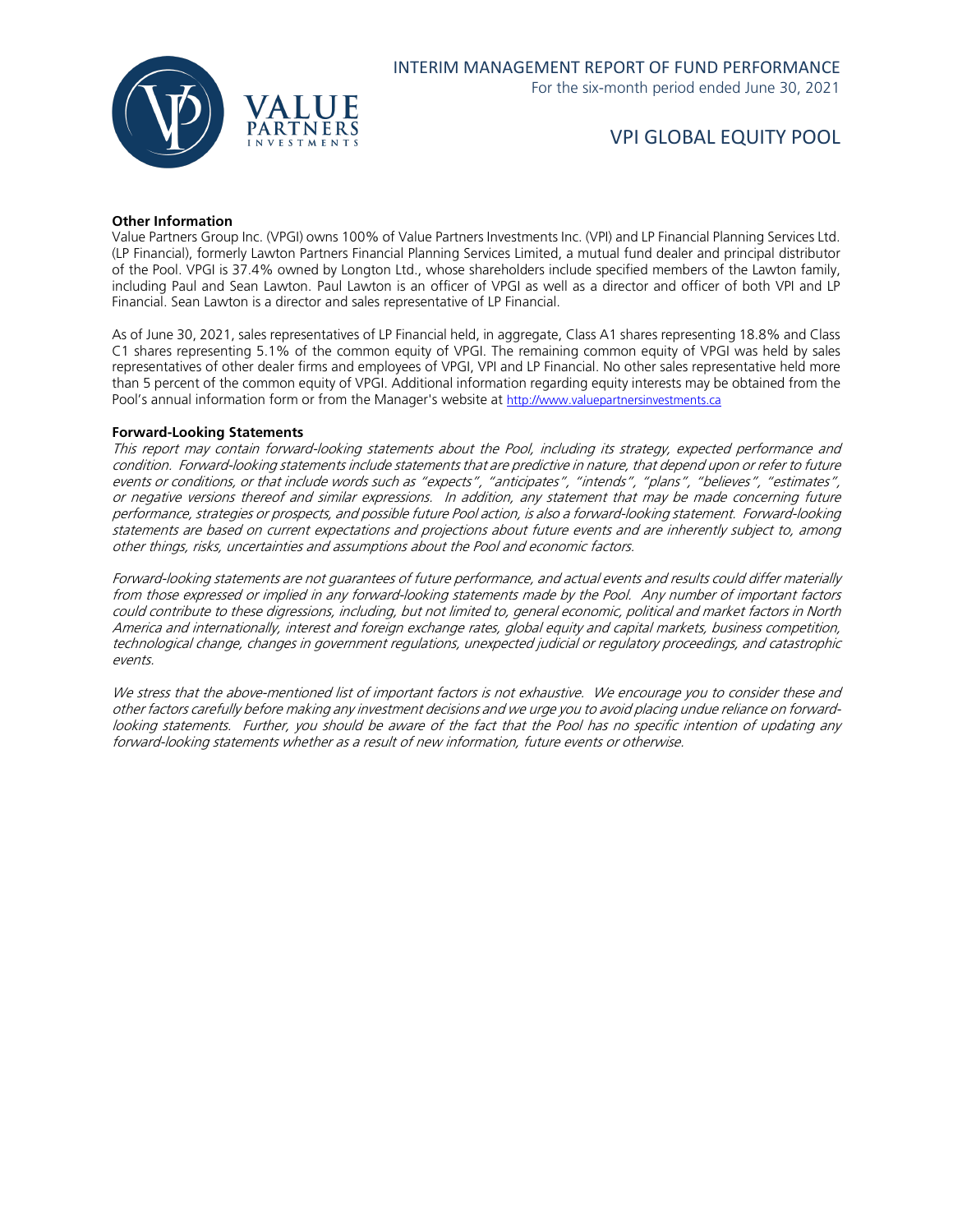## Other Information

Value Partners Group Inc. (VPGI) owns 100% of Value Partners Investments Inc. (VPI) and LP Financial Planning Services Ltd. (LP Financial), formerly Lawton Partners Financial Planning Services Limited, a mutual fund dealer and principal distributor of the Pool. VPGI is 37.4% owned by Longton Ltd., whose shareholders include specified members of the Lawton family, including Paul and Sean Lawton. Paul Lawton is an officer of VPGI as well as a director and officer of both VPI and LP Financial. Sean Lawton is a director and sales representative of LP Financial.

As of June 30, 2021, sales representatives of LP Financial held, in aggregate, Class A1 shares representing 18.8% and Class C1 shares representing 5.1% of the common equity of VPGI. The remaining common equity of VPGI was held by sales representatives of other dealer firms and employees of VPGI, VPI and LP Financial. No other sales representative held more than 5 percent of the common equity of VPGI. Additional information regarding equity interests may be obtained from the Pool's annual information form or from the Manager's website at http://www.valuepartnersinvestments.ca

## Forward-Looking Statements

*This report may contain forward-looking statements about the Pool, including its strategy, expected performance and condition. Forward-looking statements include statements that are predictive in nature, that depend upon or refer to future events or conditions, or that include words such as "expects", "anticipates", "intends", "plans", "believes", "estimates", or negative versions thereof and similar expressions. In addition, any statement that may be made concerning future performance, strategies or prospects, and possible future Pool action, is also a forward-looking statement. Forward-looking statements are based on current expectations and projections about future events and are inherently subject to, among other things, risks, uncertainties and assumptions about the Pool and economic factors.*

*Forward-looking statements are not guarantees of future performance, and actual events and results could differ materially from those expressed or implied in any forward-looking statements made by the Pool. Any number of important factors could contribute to these digressions, including, but not limited to, general economic, political and market factors in North America and internationally, interest and foreign exchange rates, global equity and capital markets, business competition, technological change, changes in government regulations, unexpected judicial or regulatory proceedings, and catastrophic events.*

*We stress that the above-mentioned list of important factors is not exhaustive. We encourage you to consider these and other factors carefully before making any investment decisions and we urge you to avoid placing undue reliance on forward-looking statements. Further, you should be aware of the fact that the Pool has no specific intention of updating any forward-looking statements whether as a result of new information, future events or otherwise.*